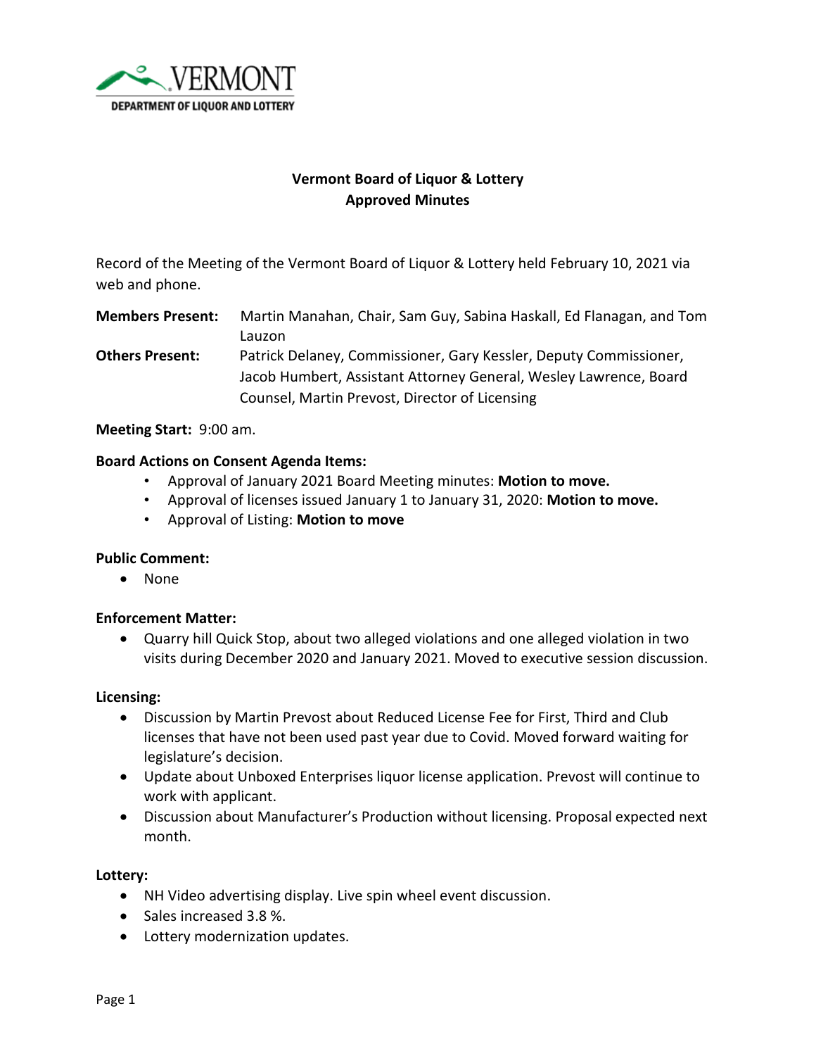VERMONT
DEPARTMENT OF LIQUOR AND LOTTERY

# Vermont Board of Liquor & Lottery
## Approved Minutes

Record of the Meeting of the Vermont Board of Liquor & Lottery held February 10, 2021 via web and phone.

**Members Present:** Martin Manahan, Chair, Sam Guy, Sabina Haskall, Ed Flanagan, and Tom Lauzon

**Others Present:** Patrick Delaney, Commissioner, Gary Kessler, Deputy Commissioner, Jacob Humbert, Assistant Attorney General, Wesley Lawrence, Board Counsel, Martin Prevost, Director of Licensing

**Meeting Start:** 9:00 am.

**Board Actions on Consent Agenda Items:**

- Approval of January 2021 Board Meeting minutes: **Motion to move.**
- Approval of licenses issued January 1 to January 31, 2020: **Motion to move.**
- Approval of Listing: **Motion to move**

**Public Comment:**

- None

**Enforcement Matter:**

- Quarry hill Quick Stop, about two alleged violations and one alleged violation in two visits during December 2020 and January 2021. Moved to executive session discussion.

**Licensing:**

- Discussion by Martin Prevost about Reduced License Fee for First, Third and Club licenses that have not been used past year due to Covid. Moved forward waiting for legislature's decision.
- Update about Unboxed Enterprises liquor license application. Prevost will continue to work with applicant.
- Discussion about Manufacturer's Production without licensing. Proposal expected next month.

**Lottery:**

- NH Video advertising display. Live spin wheel event discussion.
- Sales increased 3.8 %.
- Lottery modernization updates.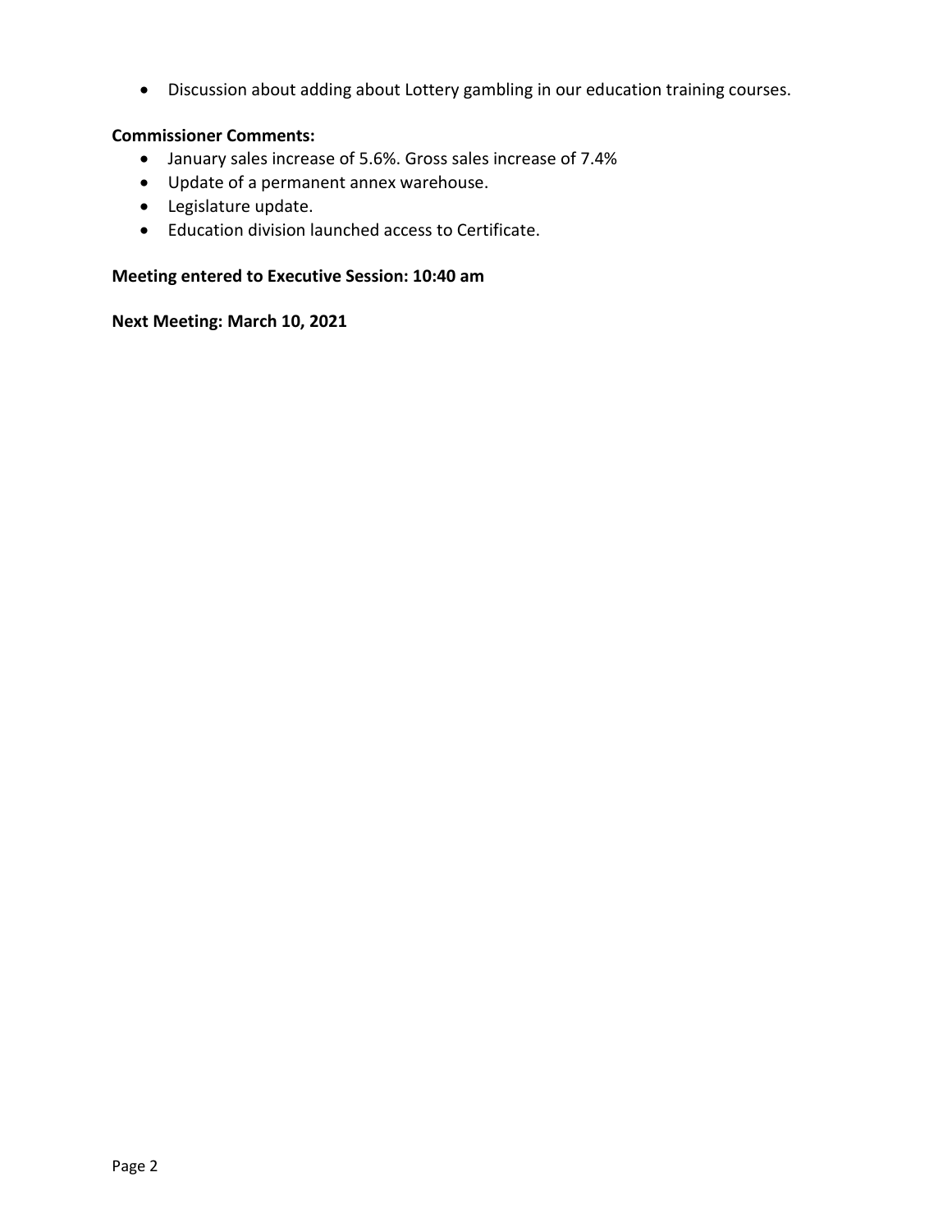- Discussion about adding about Lottery gambling in our education training courses.

**Commissioner Comments:**

- January sales increase of 5.6%. Gross sales increase of 7.4%
- Update of a permanent annex warehouse.
- Legislature update.
- Education division launched access to Certificate.

**Meeting entered to Executive Session: 10:40 am**

**Next Meeting: March 10, 2021**